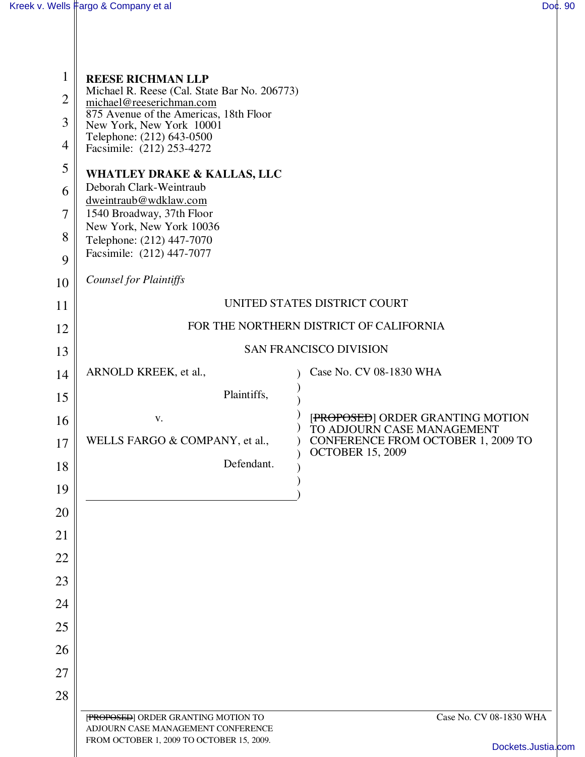**REESE RICHMAN LLP**
Michael R. Reese (Cal. State Bar No. 206773)
michael@reeserichman.com
875 Avenue of the Americas, 18th Floor
New York, New York 10001
Telephone: (212) 643-0500
Facsimile: (212) 253-4272

**WHATLEY DRAKE & KALLAS, LLC**
Deborah Clark-Weintraub
dweintraub@wdklaw.com
1540 Broadway, 37th Floor
New York, New York 10036
Telephone: (212) 447-7070
Facsimile: (212) 447-7077

*Counsel for Plaintiffs*

UNITED STATES DISTRICT COURT

FOR THE NORTHERN DISTRICT OF CALIFORNIA

SAN FRANCISCO DIVISION

ARNOLD KREEK, et al.,

Plaintiffs,

v.

WELLS FARGO & COMPANY, et al.,

Defendant.

Case No. CV 08-1830 WHA

[~~PROPOSED~~] ORDER GRANTING MOTION TO ADJOURN CASE MANAGEMENT CONFERENCE FROM OCTOBER 1, 2009 TO OCTOBER 15, 2009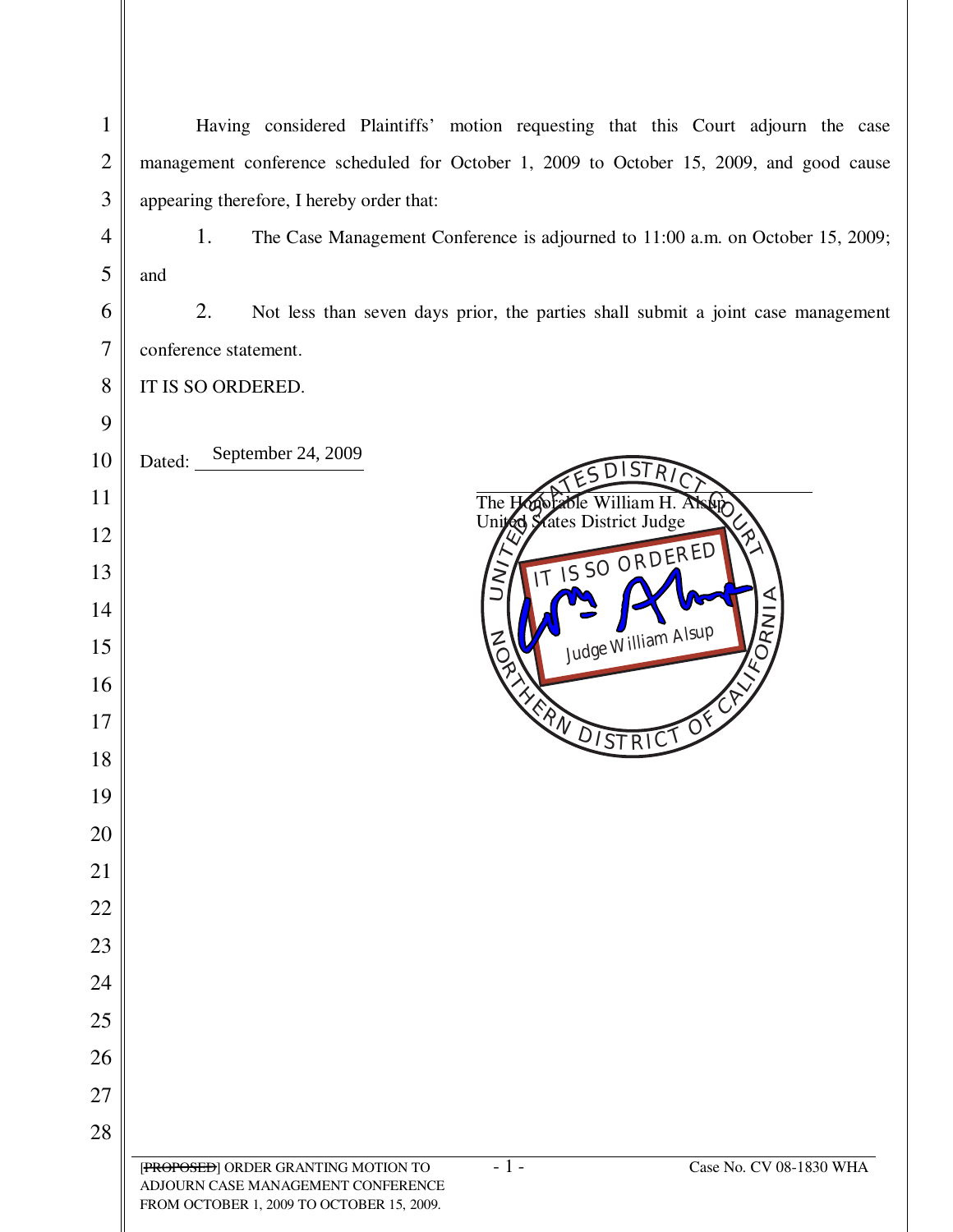Having considered Plaintiffs' motion requesting that this Court adjourn the case management conference scheduled for October 1, 2009 to October 15, 2009, and good cause appearing therefore, I hereby order that:

1. The Case Management Conference is adjourned to 11:00 a.m. on October 15, 2009; and

2. Not less than seven days prior, the parties shall submit a joint case management conference statement.

IT IS SO ORDERED.

Dated: September 24, 2009

The Honorable William H. Alsup
United States District Judge

UNITED STATES DISTRICT COURT
NORTHERN DISTRICT OF CALIFORNIA
IT IS SO ORDERED
Judge William Alsup

~~[PROPOSED]~~ ORDER GRANTING MOTION TO ADJOURN CASE MANAGEMENT CONFERENCE FROM OCTOBER 1, 2009 TO OCTOBER 15, 2009.

Case No. CV 08-1830 WHA